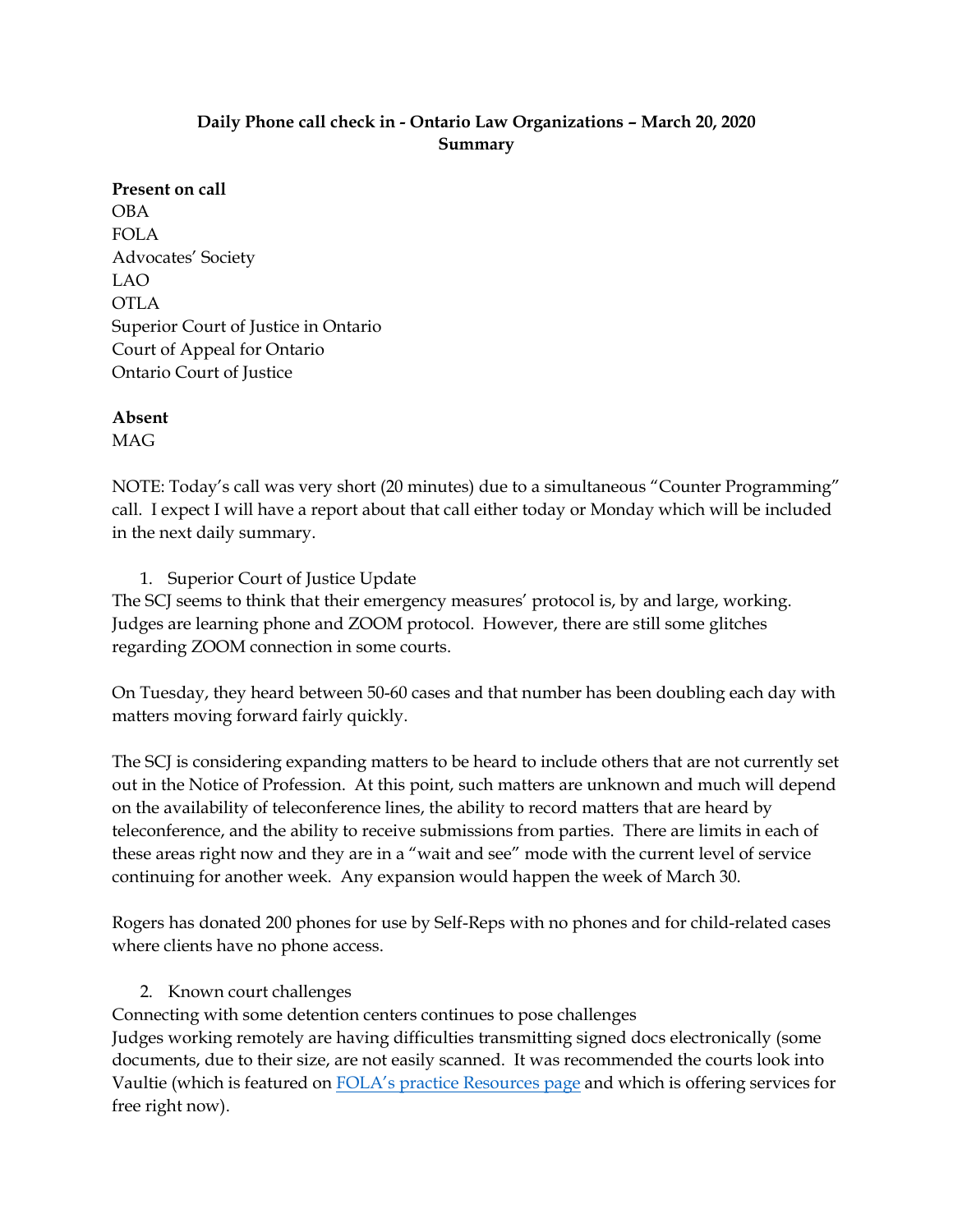**Daily Phone call check in - Ontario Law Organizations – March 20, 2020**
**Summary**

**Present on call**
OBA
FOLA
Advocates' Society
LAO
OTLA
Superior Court of Justice in Ontario
Court of Appeal for Ontario
Ontario Court of Justice

**Absent**
MAG

NOTE: Today's call was very short (20 minutes) due to a simultaneous "Counter Programming" call. I expect I will have a report about that call either today or Monday which will be included in the next daily summary.

1. Superior Court of Justice Update

The SCJ seems to think that their emergency measures' protocol is, by and large, working. Judges are learning phone and ZOOM protocol. However, there are still some glitches regarding ZOOM connection in some courts.

On Tuesday, they heard between 50-60 cases and that number has been doubling each day with matters moving forward fairly quickly.

The SCJ is considering expanding matters to be heard to include others that are not currently set out in the Notice of Profession. At this point, such matters are unknown and much will depend on the availability of teleconference lines, the ability to record matters that are heard by teleconference, and the ability to receive submissions from parties. There are limits in each of these areas right now and they are in a "wait and see" mode with the current level of service continuing for another week. Any expansion would happen the week of March 30.

Rogers has donated 200 phones for use by Self-Reps with no phones and for child-related cases where clients have no phone access.

2. Known court challenges

Connecting with some detention centers continues to pose challenges
Judges working remotely are having difficulties transmitting signed docs electronically (some documents, due to their size, are not easily scanned. It was recommended the courts look into Vaultie (which is featured on FOLA's practice Resources page and which is offering services for free right now).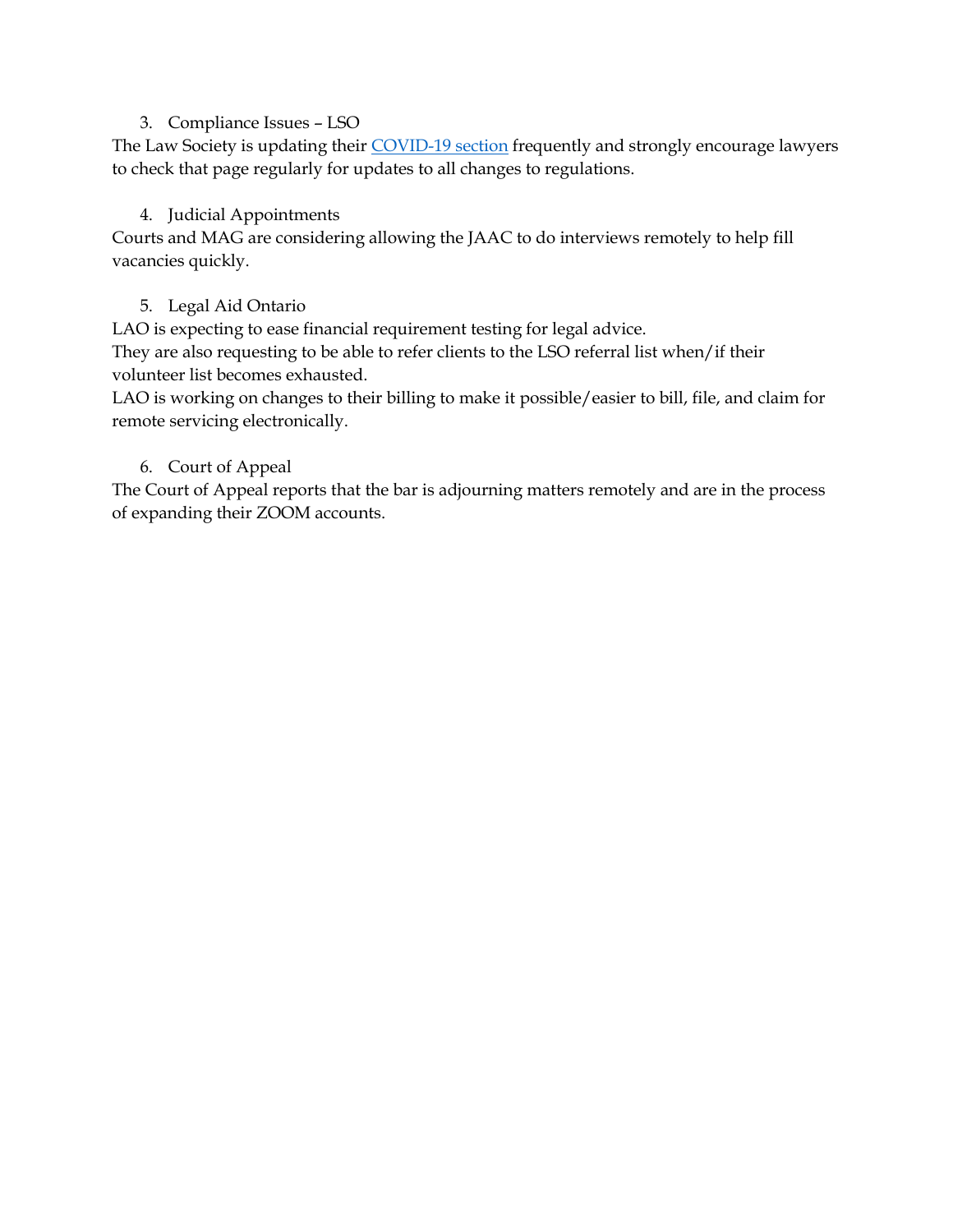3. Compliance Issues – LSO

The Law Society is updating their [COVID-19 section]() frequently and strongly encourage lawyers to check that page regularly for updates to all changes to regulations.

4. Judicial Appointments

Courts and MAG are considering allowing the JAAC to do interviews remotely to help fill vacancies quickly.

5. Legal Aid Ontario

LAO is expecting to ease financial requirement testing for legal advice.
They are also requesting to be able to refer clients to the LSO referral list when/if their volunteer list becomes exhausted.
LAO is working on changes to their billing to make it possible/easier to bill, file, and claim for remote servicing electronically.

6. Court of Appeal

The Court of Appeal reports that the bar is adjourning matters remotely and are in the process of expanding their ZOOM accounts.